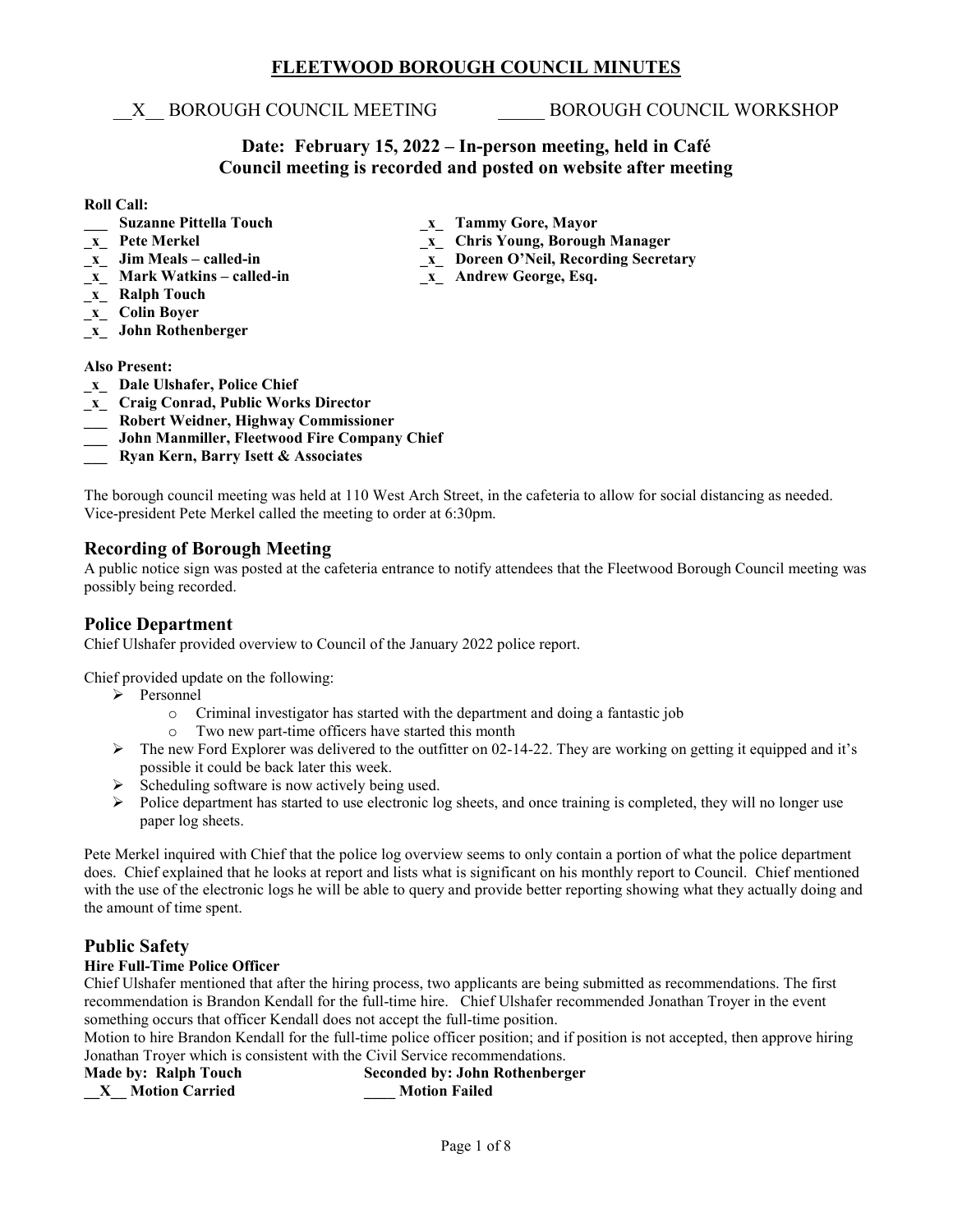# FLEETWOOD BOROUGH COUNCIL MINUTES

__X__ BOROUGH COUNCIL MEETING _____ BOROUGH COUNCIL WORKSHOP

## Date: February 15, 2022 – In-person meeting, held in Café
## Council meeting is recorded and posted on website after meeting

**Roll Call:**

- **___ Suzanne Pittella Touch**
- **_x_ Pete Merkel**
- **_x_ Jim Meals – called-in**
- **_x_ Mark Watkins – called-in**
- **_x_ Ralph Touch**
- **_x_ Colin Boyer**
- **_x_ John Rothenberger**
- **_x_ Tammy Gore, Mayor**
- **_x_ Chris Young, Borough Manager**
- **_x_ Doreen O'Neil, Recording Secretary**
- **_x_ Andrew George, Esq.**

**Also Present:**

- **_x_ Dale Ulshafer, Police Chief**
- **_x_ Craig Conrad, Public Works Director**
- **___ Robert Weidner, Highway Commissioner**
- **___ John Manmiller, Fleetwood Fire Company Chief**
- **___ Ryan Kern, Barry Isett & Associates**

The borough council meeting was held at 110 West Arch Street, in the cafeteria to allow for social distancing as needed. Vice-president Pete Merkel called the meeting to order at 6:30pm.

## Recording of Borough Meeting

A public notice sign was posted at the cafeteria entrance to notify attendees that the Fleetwood Borough Council meeting was possibly being recorded.

## Police Department

Chief Ulshafer provided overview to Council of the January 2022 police report.

Chief provided update on the following:

- Personnel
  - Criminal investigator has started with the department and doing a fantastic job
  - Two new part-time officers have started this month
- The new Ford Explorer was delivered to the outfitter on 02-14-22. They are working on getting it equipped and it's possible it could be back later this week.
- Scheduling software is now actively being used.
- Police department has started to use electronic log sheets, and once training is completed, they will no longer use paper log sheets.

Pete Merkel inquired with Chief that the police log overview seems to only contain a portion of what the police department does. Chief explained that he looks at report and lists what is significant on his monthly report to Council. Chief mentioned with the use of the electronic logs he will be able to query and provide better reporting showing what they actually doing and the amount of time spent.

## Public Safety

### Hire Full-Time Police Officer

Chief Ulshafer mentioned that after the hiring process, two applicants are being submitted as recommendations. The first recommendation is Brandon Kendall for the full-time hire. Chief Ulshafer recommended Jonathan Troyer in the event something occurs that officer Kendall does not accept the full-time position.

Motion to hire Brandon Kendall for the full-time police officer position; and if position is not accepted, then approve hiring Jonathan Troyer which is consistent with the Civil Service recommendations.

**Made by: Ralph Touch** **Seconded by: John Rothenberger**

**__X__ Motion Carried** **____ Motion Failed**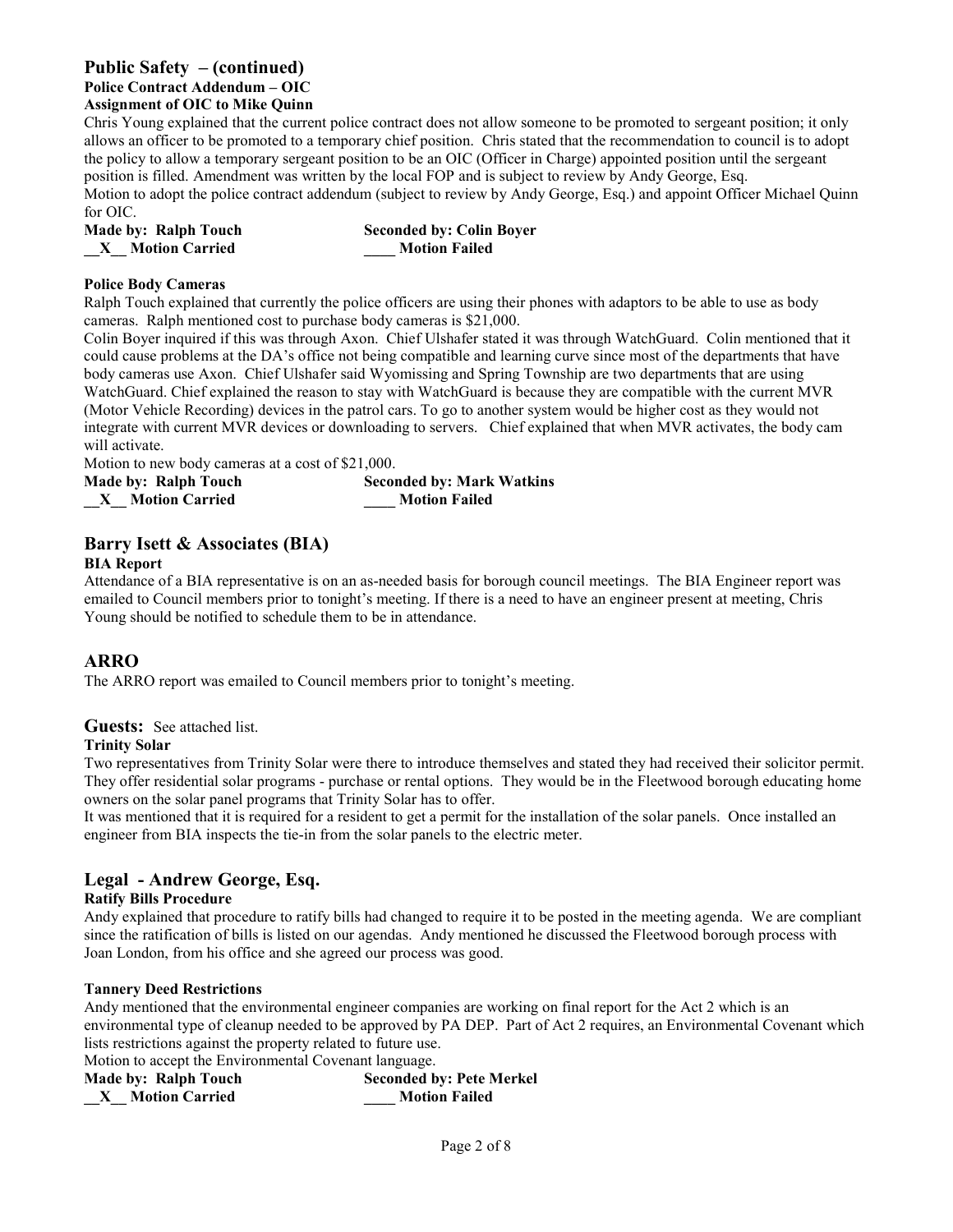## Public Safety – (continued)

**Police Contract Addendum – OIC**
**Assignment of OIC to Mike Quinn**

Chris Young explained that the current police contract does not allow someone to be promoted to sergeant position; it only allows an officer to be promoted to a temporary chief position. Chris stated that the recommendation to council is to adopt the policy to allow a temporary sergeant position to be an OIC (Officer in Charge) appointed position until the sergeant position is filled. Amendment was written by the local FOP and is subject to review by Andy George, Esq.
Motion to adopt the police contract addendum (subject to review by Andy George, Esq.) and appoint Officer Michael Quinn for OIC.

**Made by: Ralph Touch** **Seconded by: Colin Boyer**
**__X__ Motion Carried** **____ Motion Failed**

**Police Body Cameras**

Ralph Touch explained that currently the police officers are using their phones with adaptors to be able to use as body cameras. Ralph mentioned cost to purchase body cameras is $21,000.
Colin Boyer inquired if this was through Axon. Chief Ulshafer stated it was through WatchGuard. Colin mentioned that it could cause problems at the DA's office not being compatible and learning curve since most of the departments that have body cameras use Axon. Chief Ulshafer said Wyomissing and Spring Township are two departments that are using WatchGuard. Chief explained the reason to stay with WatchGuard is because they are compatible with the current MVR (Motor Vehicle Recording) devices in the patrol cars. To go to another system would be higher cost as they would not integrate with current MVR devices or downloading to servers. Chief explained that when MVR activates, the body cam will activate.
Motion to new body cameras at a cost of $21,000.

**Made by: Ralph Touch** **Seconded by: Mark Watkins**
**__X__ Motion Carried** **____ Motion Failed**

## Barry Isett & Associates (BIA)

**BIA Report**

Attendance of a BIA representative is on an as-needed basis for borough council meetings. The BIA Engineer report was emailed to Council members prior to tonight's meeting. If there is a need to have an engineer present at meeting, Chris Young should be notified to schedule them to be in attendance.

## ARRO

The ARRO report was emailed to Council members prior to tonight's meeting.

## Guests: See attached list.

**Trinity Solar**

Two representatives from Trinity Solar were there to introduce themselves and stated they had received their solicitor permit. They offer residential solar programs - purchase or rental options. They would be in the Fleetwood borough educating home owners on the solar panel programs that Trinity Solar has to offer.
It was mentioned that it is required for a resident to get a permit for the installation of the solar panels. Once installed an engineer from BIA inspects the tie-in from the solar panels to the electric meter.

## Legal - Andrew George, Esq.

**Ratify Bills Procedure**

Andy explained that procedure to ratify bills had changed to require it to be posted in the meeting agenda. We are compliant since the ratification of bills is listed on our agendas. Andy mentioned he discussed the Fleetwood borough process with Joan London, from his office and she agreed our process was good.

**Tannery Deed Restrictions**

Andy mentioned that the environmental engineer companies are working on final report for the Act 2 which is an environmental type of cleanup needed to be approved by PA DEP. Part of Act 2 requires, an Environmental Covenant which lists restrictions against the property related to future use.
Motion to accept the Environmental Covenant language.

**Made by: Ralph Touch** **Seconded by: Pete Merkel**
**__X__ Motion Carried** **____ Motion Failed**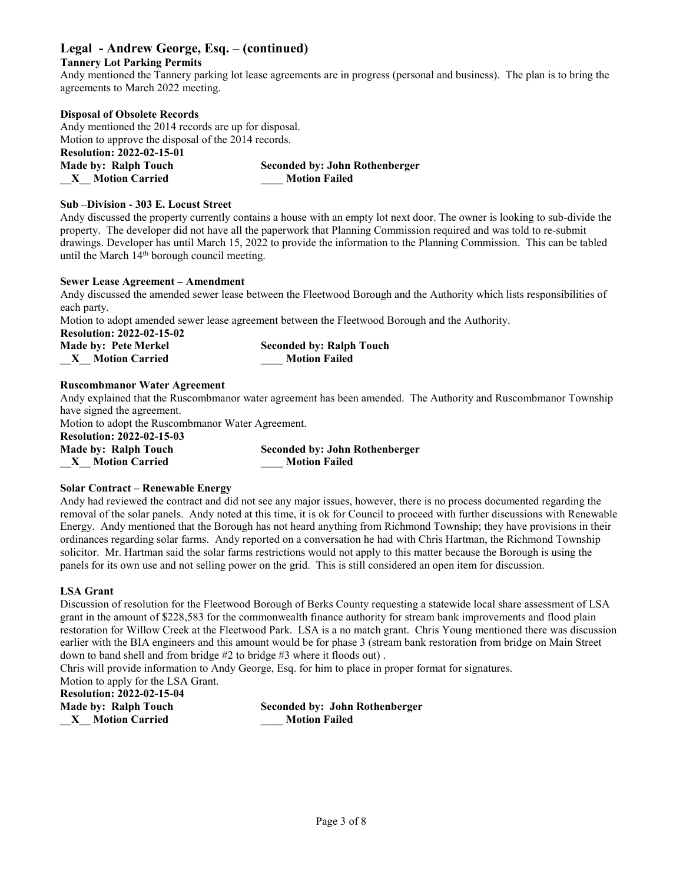## Legal - Andrew George, Esq. – (continued)

**Tannery Lot Parking Permits**

Andy mentioned the Tannery parking lot lease agreements are in progress (personal and business). The plan is to bring the agreements to March 2022 meeting.

**Disposal of Obsolete Records**

Andy mentioned the 2014 records are up for disposal.
Motion to approve the disposal of the 2014 records.

**Resolution: 2022-02-15-01**

**Made by: Ralph Touch** **Seconded by: John Rothenberger**

**__X__ Motion Carried** **____ Motion Failed**

**Sub –Division - 303 E. Locust Street**

Andy discussed the property currently contains a house with an empty lot next door. The owner is looking to sub-divide the property. The developer did not have all the paperwork that Planning Commission required and was told to re-submit drawings. Developer has until March 15, 2022 to provide the information to the Planning Commission. This can be tabled until the March 14th borough council meeting.

**Sewer Lease Agreement – Amendment**

Andy discussed the amended sewer lease between the Fleetwood Borough and the Authority which lists responsibilities of each party.
Motion to adopt amended sewer lease agreement between the Fleetwood Borough and the Authority.

**Resolution: 2022-02-15-02**

**Made by: Pete Merkel** **Seconded by: Ralph Touch**

**__X__ Motion Carried** **____ Motion Failed**

**Ruscombmanor Water Agreement**

Andy explained that the Ruscombmanor water agreement has been amended. The Authority and Ruscombmanor Township have signed the agreement.
Motion to adopt the Ruscombmanor Water Agreement.

**Resolution: 2022-02-15-03**

**Made by: Ralph Touch** **Seconded by: John Rothenberger**

**__X__ Motion Carried** **____ Motion Failed**

**Solar Contract – Renewable Energy**

Andy had reviewed the contract and did not see any major issues, however, there is no process documented regarding the removal of the solar panels. Andy noted at this time, it is ok for Council to proceed with further discussions with Renewable Energy. Andy mentioned that the Borough has not heard anything from Richmond Township; they have provisions in their ordinances regarding solar farms. Andy reported on a conversation he had with Chris Hartman, the Richmond Township solicitor. Mr. Hartman said the solar farms restrictions would not apply to this matter because the Borough is using the panels for its own use and not selling power on the grid. This is still considered an open item for discussion.

**LSA Grant**

Discussion of resolution for the Fleetwood Borough of Berks County requesting a statewide local share assessment of LSA grant in the amount of $228,583 for the commonwealth finance authority for stream bank improvements and flood plain restoration for Willow Creek at the Fleetwood Park. LSA is a no match grant. Chris Young mentioned there was discussion earlier with the BIA engineers and this amount would be for phase 3 (stream bank restoration from bridge on Main Street down to band shell and from bridge #2 to bridge #3 where it floods out) .
Chris will provide information to Andy George, Esq. for him to place in proper format for signatures.
Motion to apply for the LSA Grant.

**Resolution: 2022-02-15-04**

**Made by: Ralph Touch** **Seconded by: John Rothenberger**

**__X__ Motion Carried** **____ Motion Failed**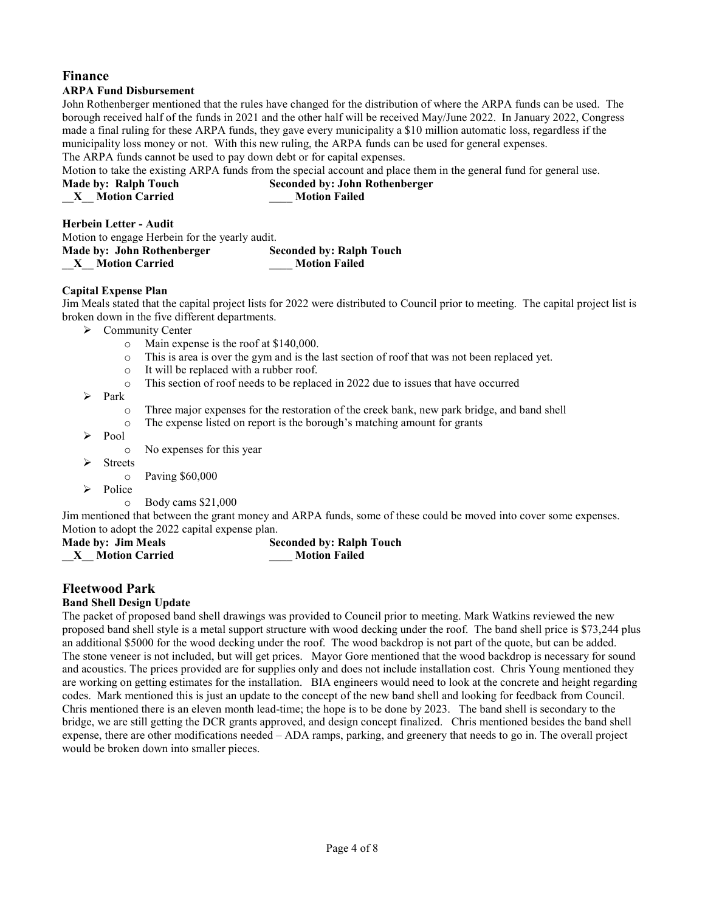## Finance

**ARPA Fund Disbursement**

John Rothenberger mentioned that the rules have changed for the distribution of where the ARPA funds can be used. The borough received half of the funds in 2021 and the other half will be received May/June 2022. In January 2022, Congress made a final ruling for these ARPA funds, they gave every municipality a $10 million automatic loss, regardless if the municipality loss money or not. With this new ruling, the ARPA funds can be used for general expenses.

The ARPA funds cannot be used to pay down debt or for capital expenses.

Motion to take the existing ARPA funds from the special account and place them in the general fund for general use.

**Made by: Ralph Touch** **Seconded by: John Rothenberger**
**__X__ Motion Carried** **____ Motion Failed**

**Herbein Letter - Audit**

Motion to engage Herbein for the yearly audit.

**Made by: John Rothenberger** **Seconded by: Ralph Touch**
**__X__ Motion Carried** **____ Motion Failed**

**Capital Expense Plan**

Jim Meals stated that the capital project lists for 2022 were distributed to Council prior to meeting. The capital project list is broken down in the five different departments.

- Community Center
  - Main expense is the roof at $140,000.
  - This is area is over the gym and is the last section of roof that was not been replaced yet.
  - It will be replaced with a rubber roof.
  - This section of roof needs to be replaced in 2022 due to issues that have occurred
- Park
  - Three major expenses for the restoration of the creek bank, new park bridge, and band shell
  - The expense listed on report is the borough's matching amount for grants
- Pool
  - No expenses for this year
- Streets
  - Paving $60,000
- Police
  - Body cams $21,000

Jim mentioned that between the grant money and ARPA funds, some of these could be moved into cover some expenses.

Motion to adopt the 2022 capital expense plan.

**Made by: Jim Meals** **Seconded by: Ralph Touch**
**__X__ Motion Carried** **____ Motion Failed**

## Fleetwood Park

**Band Shell Design Update**

The packet of proposed band shell drawings was provided to Council prior to meeting. Mark Watkins reviewed the new proposed band shell style is a metal support structure with wood decking under the roof. The band shell price is $73,244 plus an additional $5000 for the wood decking under the roof. The wood backdrop is not part of the quote, but can be added. The stone veneer is not included, but will get prices. Mayor Gore mentioned that the wood backdrop is necessary for sound and acoustics. The prices provided are for supplies only and does not include installation cost. Chris Young mentioned they are working on getting estimates for the installation. BIA engineers would need to look at the concrete and height regarding codes. Mark mentioned this is just an update to the concept of the new band shell and looking for feedback from Council. Chris mentioned there is an eleven month lead-time; the hope is to be done by 2023. The band shell is secondary to the bridge, we are still getting the DCR grants approved, and design concept finalized. Chris mentioned besides the band shell expense, there are other modifications needed – ADA ramps, parking, and greenery that needs to go in. The overall project would be broken down into smaller pieces.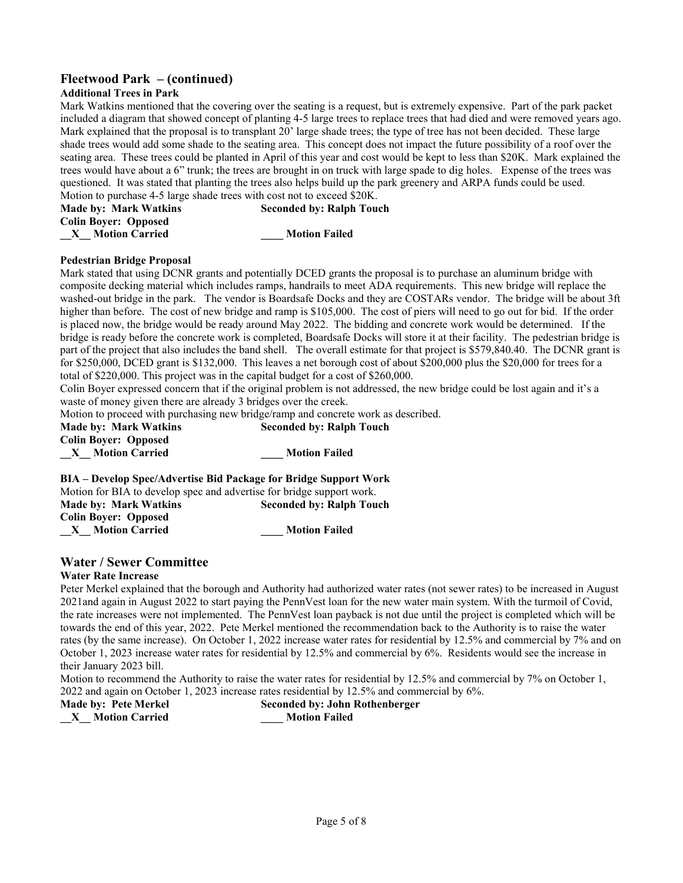## Fleetwood Park – (continued)

**Additional Trees in Park**

Mark Watkins mentioned that the covering over the seating is a request, but is extremely expensive. Part of the park packet included a diagram that showed concept of planting 4-5 large trees to replace trees that had died and were removed years ago. Mark explained that the proposal is to transplant 20' large shade trees; the type of tree has not been decided. These large shade trees would add some shade to the seating area. This concept does not impact the future possibility of a roof over the seating area. These trees could be planted in April of this year and cost would be kept to less than $20K. Mark explained the trees would have about a 6" trunk; the trees are brought in on truck with large spade to dig holes. Expense of the trees was questioned. It was stated that planting the trees also helps build up the park greenery and ARPA funds could be used.

Motion to purchase 4-5 large shade trees with cost not to exceed $20K.

**Made by: Mark Watkins** **Seconded by: Ralph Touch**
**Colin Boyer: Opposed**
**__X__ Motion Carried** **____ Motion Failed**

**Pedestrian Bridge Proposal**

Mark stated that using DCNR grants and potentially DCED grants the proposal is to purchase an aluminum bridge with composite decking material which includes ramps, handrails to meet ADA requirements. This new bridge will replace the washed-out bridge in the park. The vendor is Boardsafe Docks and they are COSTARs vendor. The bridge will be about 3ft higher than before. The cost of new bridge and ramp is $105,000. The cost of piers will need to go out for bid. If the order is placed now, the bridge would be ready around May 2022. The bidding and concrete work would be determined. If the bridge is ready before the concrete work is completed, Boardsafe Docks will store it at their facility. The pedestrian bridge is part of the project that also includes the band shell. The overall estimate for that project is $579,840.40. The DCNR grant is for $250,000, DCED grant is $132,000. This leaves a net borough cost of about $200,000 plus the $20,000 for trees for a total of $220,000. This project was in the capital budget for a cost of $260,000.

Colin Boyer expressed concern that if the original problem is not addressed, the new bridge could be lost again and it's a waste of money given there are already 3 bridges over the creek.

Motion to proceed with purchasing new bridge/ramp and concrete work as described.

**Made by: Mark Watkins** **Seconded by: Ralph Touch**
**Colin Boyer: Opposed**
**__X__ Motion Carried** **____ Motion Failed**

**BIA – Develop Spec/Advertise Bid Package for Bridge Support Work**

Motion for BIA to develop spec and advertise for bridge support work.

**Made by: Mark Watkins** **Seconded by: Ralph Touch**
**Colin Boyer: Opposed**
**__X__ Motion Carried** **____ Motion Failed**

## Water / Sewer Committee

**Water Rate Increase**

Peter Merkel explained that the borough and Authority had authorized water rates (not sewer rates) to be increased in August 2021and again in August 2022 to start paying the PennVest loan for the new water main system. With the turmoil of Covid, the rate increases were not implemented. The PennVest loan payback is not due until the project is completed which will be towards the end of this year, 2022. Pete Merkel mentioned the recommendation back to the Authority is to raise the water rates (by the same increase). On October 1, 2022 increase water rates for residential by 12.5% and commercial by 7% and on October 1, 2023 increase water rates for residential by 12.5% and commercial by 6%. Residents would see the increase in their January 2023 bill.

Motion to recommend the Authority to raise the water rates for residential by 12.5% and commercial by 7% on October 1, 2022 and again on October 1, 2023 increase rates residential by 12.5% and commercial by 6%.

**Made by: Pete Merkel** **Seconded by: John Rothenberger**
**__X__ Motion Carried** **____ Motion Failed**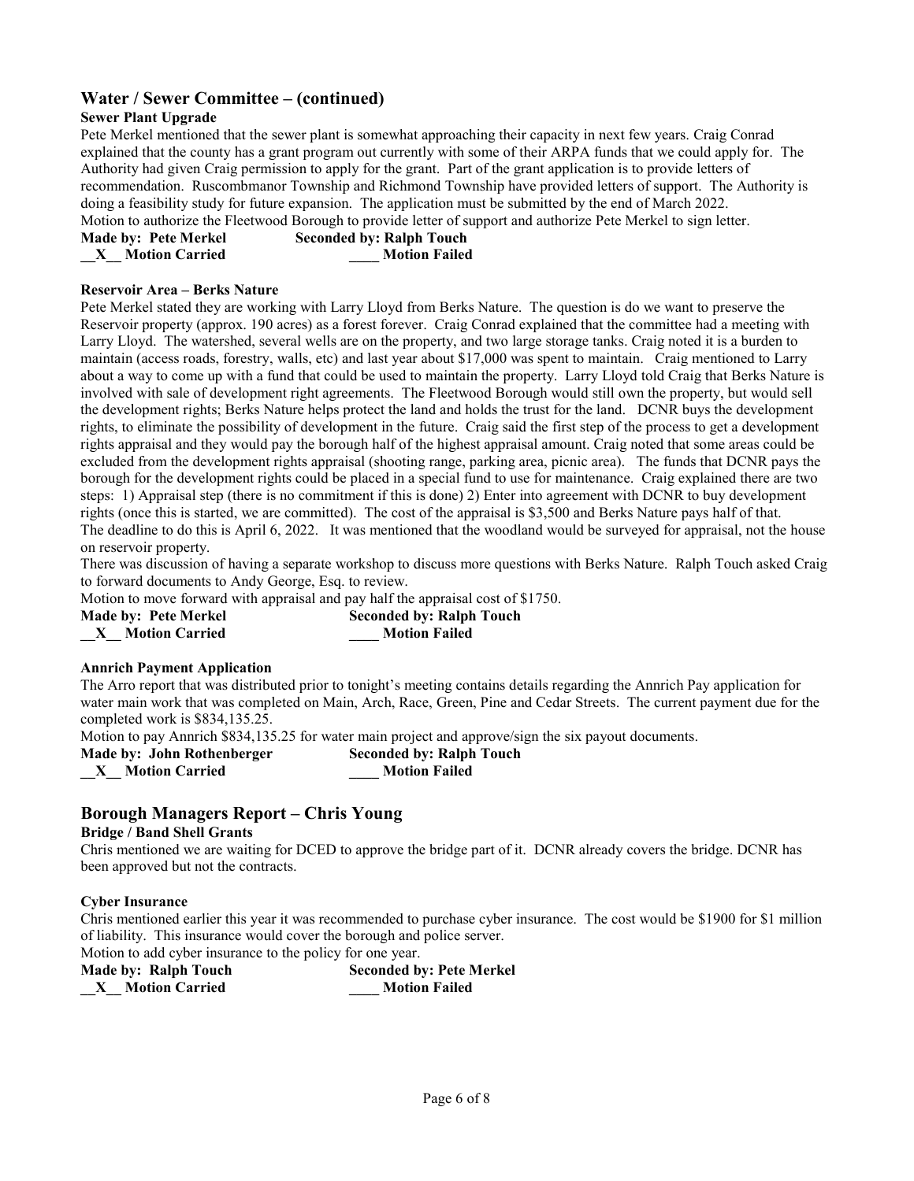## Water / Sewer Committee – (continued)

**Sewer Plant Upgrade**

Pete Merkel mentioned that the sewer plant is somewhat approaching their capacity in next few years. Craig Conrad explained that the county has a grant program out currently with some of their ARPA funds that we could apply for. The Authority had given Craig permission to apply for the grant. Part of the grant application is to provide letters of recommendation. Ruscombmanor Township and Richmond Township have provided letters of support. The Authority is doing a feasibility study for future expansion. The application must be submitted by the end of March 2022.

Motion to authorize the Fleetwood Borough to provide letter of support and authorize Pete Merkel to sign letter.

**Made by: Pete Merkel** **Seconded by: Ralph Touch**

**__X__ Motion Carried** **____ Motion Failed**

**Reservoir Area – Berks Nature**

Pete Merkel stated they are working with Larry Lloyd from Berks Nature. The question is do we want to preserve the Reservoir property (approx. 190 acres) as a forest forever. Craig Conrad explained that the committee had a meeting with Larry Lloyd. The watershed, several wells are on the property, and two large storage tanks. Craig noted it is a burden to maintain (access roads, forestry, walls, etc) and last year about $17,000 was spent to maintain. Craig mentioned to Larry about a way to come up with a fund that could be used to maintain the property. Larry Lloyd told Craig that Berks Nature is involved with sale of development right agreements. The Fleetwood Borough would still own the property, but would sell the development rights; Berks Nature helps protect the land and holds the trust for the land. DCNR buys the development rights, to eliminate the possibility of development in the future. Craig said the first step of the process to get a development rights appraisal and they would pay the borough half of the highest appraisal amount. Craig noted that some areas could be excluded from the development rights appraisal (shooting range, parking area, picnic area). The funds that DCNR pays the borough for the development rights could be placed in a special fund to use for maintenance. Craig explained there are two steps: 1) Appraisal step (there is no commitment if this is done) 2) Enter into agreement with DCNR to buy development rights (once this is started, we are committed). The cost of the appraisal is $3,500 and Berks Nature pays half of that. The deadline to do this is April 6, 2022. It was mentioned that the woodland would be surveyed for appraisal, not the house on reservoir property.

There was discussion of having a separate workshop to discuss more questions with Berks Nature. Ralph Touch asked Craig to forward documents to Andy George, Esq. to review.

Motion to move forward with appraisal and pay half the appraisal cost of $1750.

**Made by: Pete Merkel** **Seconded by: Ralph Touch**

**__X__ Motion Carried** **____ Motion Failed**

**Annrich Payment Application**

The Arro report that was distributed prior to tonight's meeting contains details regarding the Annrich Pay application for water main work that was completed on Main, Arch, Race, Green, Pine and Cedar Streets. The current payment due for the completed work is $834,135.25.

Motion to pay Annrich $834,135.25 for water main project and approve/sign the six payout documents.

**Made by: John Rothenberger** **Seconded by: Ralph Touch**

**__X__ Motion Carried** **____ Motion Failed**

## Borough Managers Report – Chris Young

**Bridge / Band Shell Grants**

Chris mentioned we are waiting for DCED to approve the bridge part of it. DCNR already covers the bridge. DCNR has been approved but not the contracts.

**Cyber Insurance**

Chris mentioned earlier this year it was recommended to purchase cyber insurance. The cost would be $1900 for $1 million of liability. This insurance would cover the borough and police server.

Motion to add cyber insurance to the policy for one year.

**Made by: Ralph Touch** **Seconded by: Pete Merkel**

**__X__ Motion Carried** **____ Motion Failed**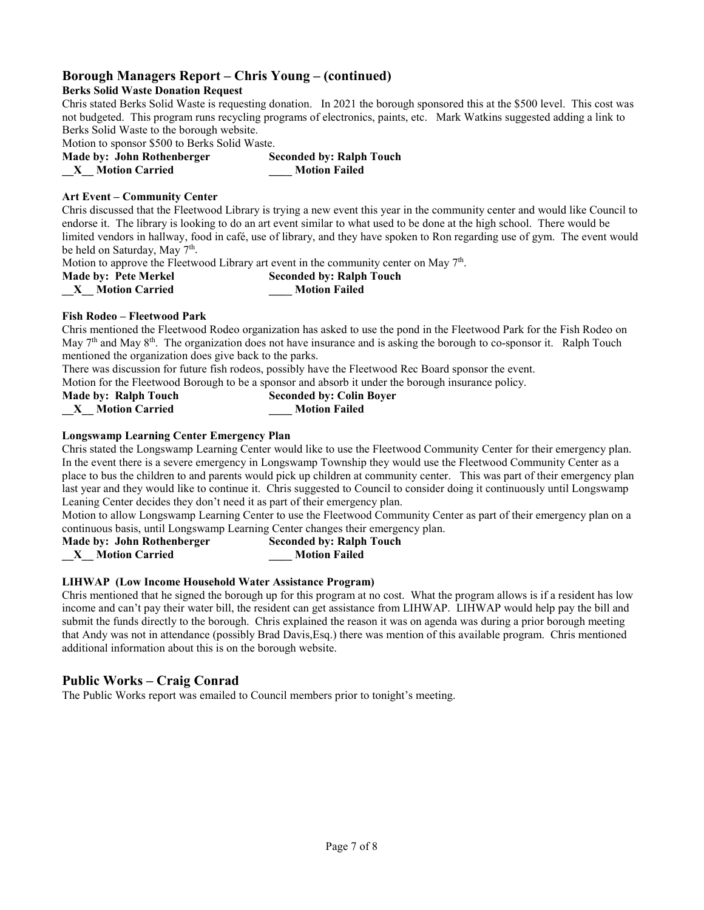## Borough Managers Report – Chris Young – (continued)

**Berks Solid Waste Donation Request**

Chris stated Berks Solid Waste is requesting donation. In 2021 the borough sponsored this at the $500 level. This cost was not budgeted. This program runs recycling programs of electronics, paints, etc. Mark Watkins suggested adding a link to Berks Solid Waste to the borough website.

Motion to sponsor $500 to Berks Solid Waste.

**Made by: John Rothenberger** **Seconded by: Ralph Touch**
**__X__ Motion Carried** **____ Motion Failed**

**Art Event – Community Center**

Chris discussed that the Fleetwood Library is trying a new event this year in the community center and would like Council to endorse it. The library is looking to do an art event similar to what used to be done at the high school. There would be limited vendors in hallway, food in café, use of library, and they have spoken to Ron regarding use of gym. The event would be held on Saturday, May 7th.

Motion to approve the Fleetwood Library art event in the community center on May 7th.

**Made by: Pete Merkel** **Seconded by: Ralph Touch**
**__X__ Motion Carried** **____ Motion Failed**

**Fish Rodeo – Fleetwood Park**

Chris mentioned the Fleetwood Rodeo organization has asked to use the pond in the Fleetwood Park for the Fish Rodeo on May 7th and May 8th. The organization does not have insurance and is asking the borough to co-sponsor it. Ralph Touch mentioned the organization does give back to the parks.

There was discussion for future fish rodeos, possibly have the Fleetwood Rec Board sponsor the event.

Motion for the Fleetwood Borough to be a sponsor and absorb it under the borough insurance policy.

**Made by: Ralph Touch** **Seconded by: Colin Boyer**
**__X__ Motion Carried** **____ Motion Failed**

**Longswamp Learning Center Emergency Plan**

Chris stated the Longswamp Learning Center would like to use the Fleetwood Community Center for their emergency plan. In the event there is a severe emergency in Longswamp Township they would use the Fleetwood Community Center as a place to bus the children to and parents would pick up children at community center. This was part of their emergency plan last year and they would like to continue it. Chris suggested to Council to consider doing it continuously until Longswamp Leaning Center decides they don't need it as part of their emergency plan.

Motion to allow Longswamp Learning Center to use the Fleetwood Community Center as part of their emergency plan on a continuous basis, until Longswamp Learning Center changes their emergency plan.

**Made by: John Rothenberger** **Seconded by: Ralph Touch**
**__X__ Motion Carried** **____ Motion Failed**

**LIHWAP (Low Income Household Water Assistance Program)**

Chris mentioned that he signed the borough up for this program at no cost. What the program allows is if a resident has low income and can't pay their water bill, the resident can get assistance from LIHWAP. LIHWAP would help pay the bill and submit the funds directly to the borough. Chris explained the reason it was on agenda was during a prior borough meeting that Andy was not in attendance (possibly Brad Davis,Esq.) there was mention of this available program. Chris mentioned additional information about this is on the borough website.

## Public Works – Craig Conrad

The Public Works report was emailed to Council members prior to tonight's meeting.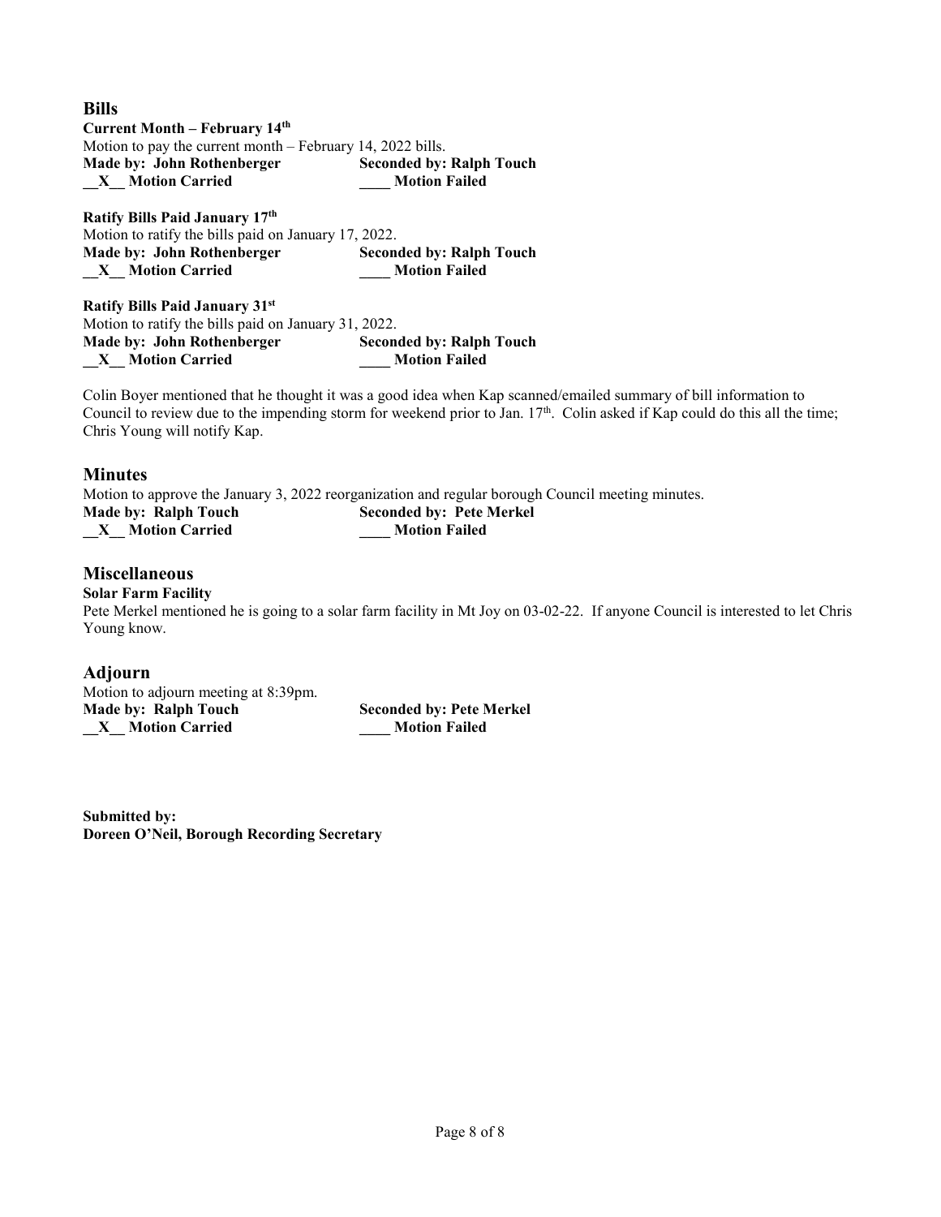## Bills

**Current Month – February 14th**

Motion to pay the current month – February 14, 2022 bills.

**Made by: John Rothenberger** **Seconded by: Ralph Touch**

**__X__ Motion Carried** **____ Motion Failed**

**Ratify Bills Paid January 17th**

Motion to ratify the bills paid on January 17, 2022.

**Made by: John Rothenberger** **Seconded by: Ralph Touch**

**__X__ Motion Carried** **____ Motion Failed**

**Ratify Bills Paid January 31st**

Motion to ratify the bills paid on January 31, 2022.

**Made by: John Rothenberger** **Seconded by: Ralph Touch**

**__X__ Motion Carried** **____ Motion Failed**

Colin Boyer mentioned that he thought it was a good idea when Kap scanned/emailed summary of bill information to Council to review due to the impending storm for weekend prior to Jan. 17th. Colin asked if Kap could do this all the time; Chris Young will notify Kap.

## Minutes

Motion to approve the January 3, 2022 reorganization and regular borough Council meeting minutes.

**Made by: Ralph Touch** **Seconded by: Pete Merkel**

**__X__ Motion Carried** **____ Motion Failed**

## Miscellaneous

**Solar Farm Facility**

Pete Merkel mentioned he is going to a solar farm facility in Mt Joy on 03-02-22. If anyone Council is interested to let Chris Young know.

## Adjourn

Motion to adjourn meeting at 8:39pm.

**Made by: Ralph Touch** **Seconded by: Pete Merkel**

**__X__ Motion Carried** **____ Motion Failed**

**Submitted by:**
**Doreen O'Neil, Borough Recording Secretary**